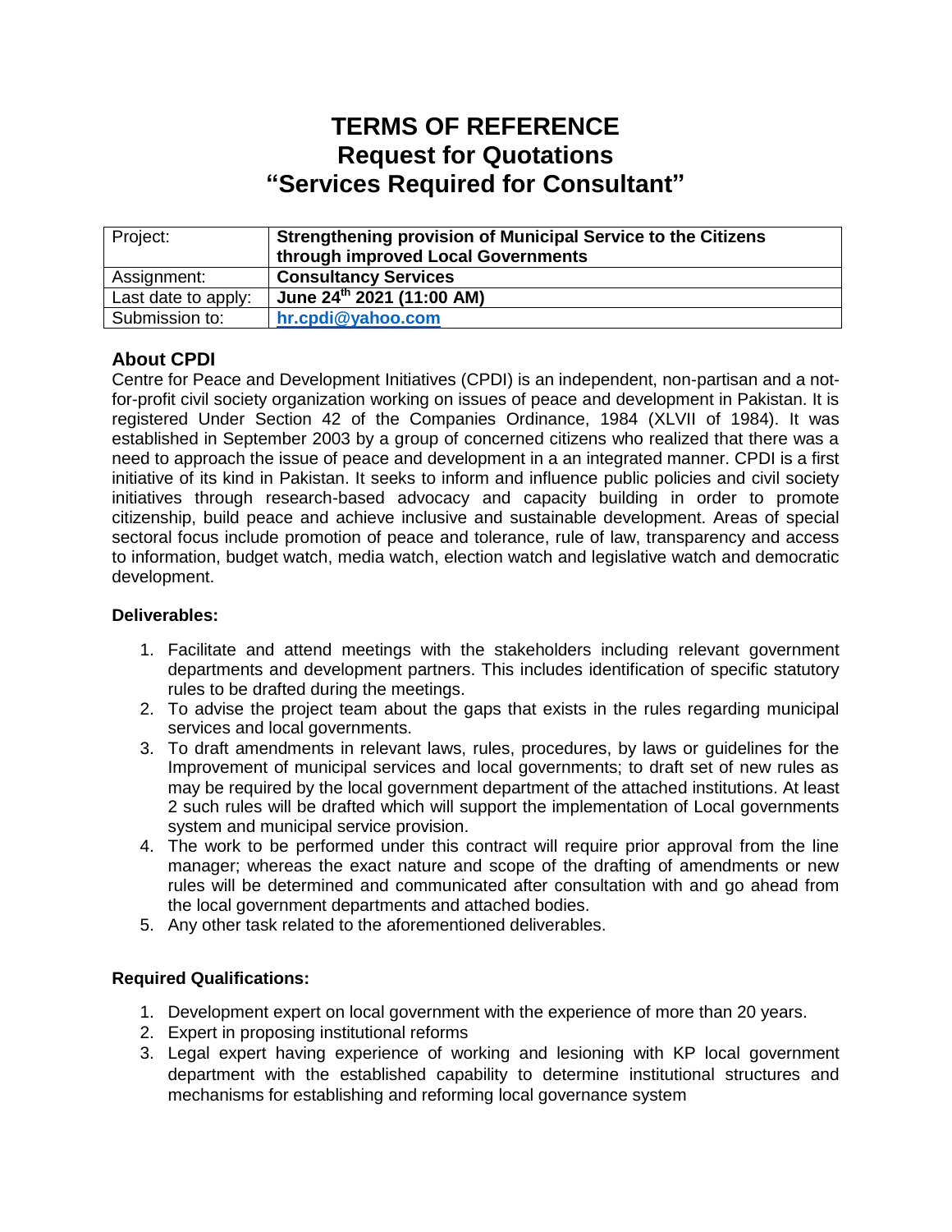# TERMS OF REFERENCE
# Request for Quotations
# "Services Required for Consultant"

| Project: | **Strengthening provision of Municipal Service to the Citizens through improved Local Governments** |
|---|---|
| Assignment: | **Consultancy Services** |
| Last date to apply: | **June 24th 2021 (11:00 AM)** |
| Submission to: | **hr.cpdi@yahoo.com** |

## About CPDI

Centre for Peace and Development Initiatives (CPDI) is an independent, non-partisan and a not-for-profit civil society organization working on issues of peace and development in Pakistan. It is registered Under Section 42 of the Companies Ordinance, 1984 (XLVII of 1984). It was established in September 2003 by a group of concerned citizens who realized that there was a need to approach the issue of peace and development in a an integrated manner. CPDI is a first initiative of its kind in Pakistan. It seeks to inform and influence public policies and civil society initiatives through research-based advocacy and capacity building in order to promote citizenship, build peace and achieve inclusive and sustainable development. Areas of special sectoral focus include promotion of peace and tolerance, rule of law, transparency and access to information, budget watch, media watch, election watch and legislative watch and democratic development.

**Deliverables:**

1. Facilitate and attend meetings with the stakeholders including relevant government departments and development partners. This includes identification of specific statutory rules to be drafted during the meetings.
2. To advise the project team about the gaps that exists in the rules regarding municipal services and local governments.
3. To draft amendments in relevant laws, rules, procedures, by laws or guidelines for the Improvement of municipal services and local governments; to draft set of new rules as may be required by the local government department of the attached institutions. At least 2 such rules will be drafted which will support the implementation of Local governments system and municipal service provision.
4. The work to be performed under this contract will require prior approval from the line manager; whereas the exact nature and scope of the drafting of amendments or new rules will be determined and communicated after consultation with and go ahead from the local government departments and attached bodies.
5. Any other task related to the aforementioned deliverables.

**Required Qualifications:**

1. Development expert on local government with the experience of more than 20 years.
2. Expert in proposing institutional reforms
3. Legal expert having experience of working and lesioning with KP local government department with the established capability to determine institutional structures and mechanisms for establishing and reforming local governance system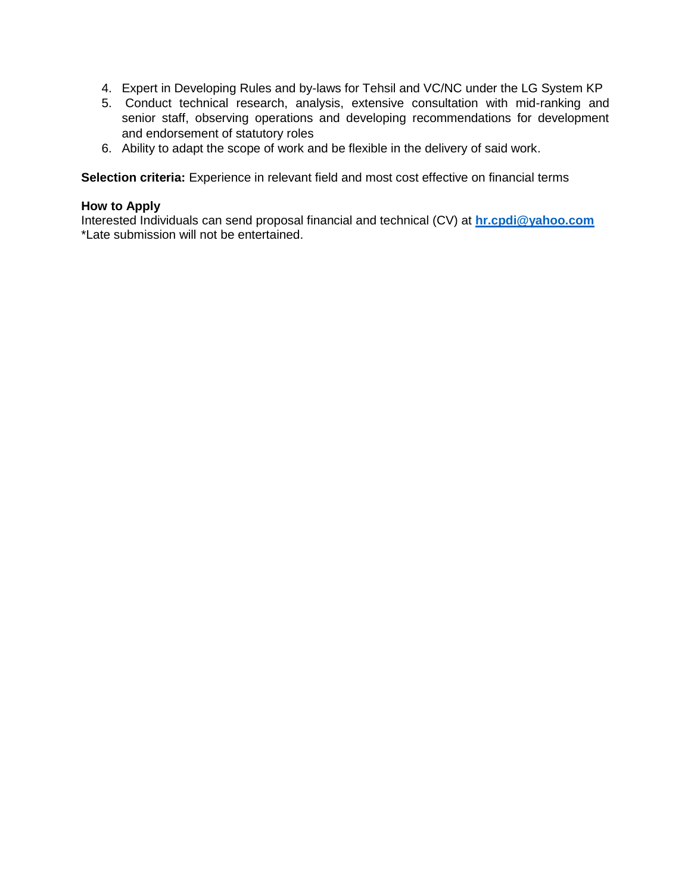4. Expert in Developing Rules and by-laws for Tehsil and VC/NC under the LG System KP
5. Conduct technical research, analysis, extensive consultation with mid-ranking and senior staff, observing operations and developing recommendations for development and endorsement of statutory roles
6. Ability to adapt the scope of work and be flexible in the delivery of said work.

**Selection criteria:** Experience in relevant field and most cost effective on financial terms

**How to Apply**
Interested Individuals can send proposal financial and technical (CV) at **hr.cpdi@yahoo.com**
*Late submission will not be entertained.